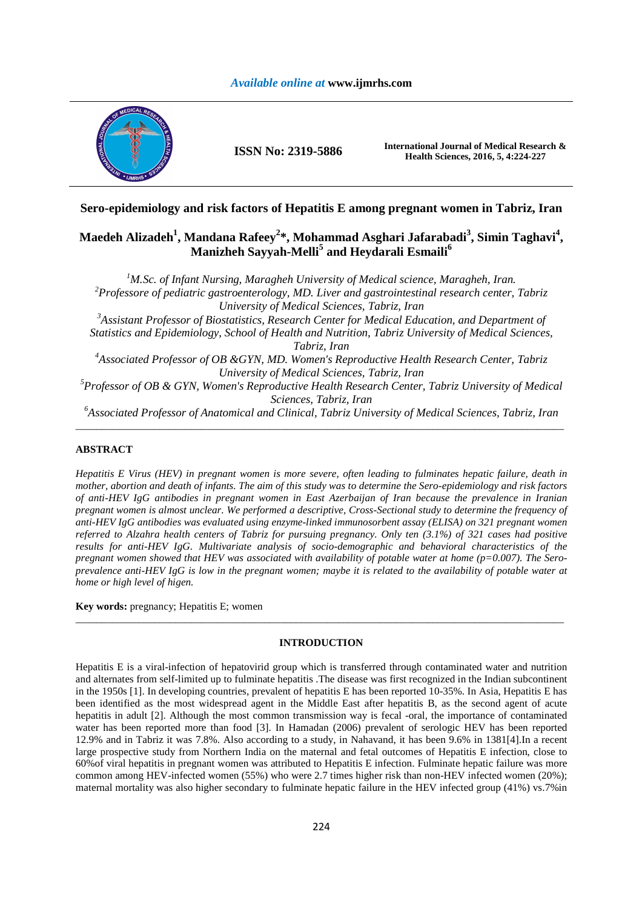# Sero-epidemiology and risk factors of Hepatitis E among pregnant women in Tabriz, Iran

**Maedeh Alizadeh[1], Mandana Rafeey[2]*, Mohammad Asghari Jafarabadi[3], Simin Taghavi[4], Manizheh Sayyah-Melli[5] and Heydarali Esmaili[6]**

*[1]M.Sc. of Infant Nursing, Maragheh University of Medical science, Maragheh, Iran.*
*[2]Professore of pediatric gastroenterology, MD. Liver and gastrointestinal research center, Tabriz University of Medical Sciences, Tabriz, Iran*
*[3]Assistant Professor of Biostatistics, Research Center for Medical Education, and Department of Statistics and Epidemiology, School of Health and Nutrition, Tabriz University of Medical Sciences, Tabriz, Iran*
*[4]Associated Professor of OB &GYN, MD. Women's Reproductive Health Research Center, Tabriz University of Medical Sciences, Tabriz, Iran*
*[5]Professor of OB & GYN, Women's Reproductive Health Research Center, Tabriz University of Medical Sciences, Tabriz, Iran*
*[6]Associated Professor of Anatomical and Clinical, Tabriz University of Medical Sciences, Tabriz, Iran*

---

## ABSTRACT

*Hepatitis E Virus (HEV) in pregnant women is more severe, often leading to fulminates hepatic failure, death in mother, abortion and death of infants. The aim of this study was to determine the Sero-epidemiology and risk factors of anti-HEV IgG antibodies in pregnant women in East Azerbaijan of Iran because the prevalence in Iranian pregnant women is almost unclear. We performed a descriptive, Cross-Sectional study to determine the frequency of anti-HEV IgG antibodies was evaluated using enzyme-linked immunosorbent assay (ELISA) on 321 pregnant women referred to Alzahra health centers of Tabriz for pursuing pregnancy. Only ten (3.1%) of 321 cases had positive results for anti-HEV IgG. Multivariate analysis of socio-demographic and behavioral characteristics of the pregnant women showed that HEV was associated with availability of potable water at home (p=0.007). The Sero-prevalence anti-HEV IgG is low in the pregnant women; maybe it is related to the availability of potable water at home or high level of higen.*

**Key words:** pregnancy; Hepatitis E; women

---

## INTRODUCTION

Hepatitis E is a viral-infection of hepatovirid group which is transferred through contaminated water and nutrition and alternates from self-limited up to fulminate hepatitis .The disease was first recognized in the Indian subcontinent in the 1950s [1]. In developing countries, prevalent of hepatitis E has been reported 10-35%. In Asia, Hepatitis E has been identified as the most widespread agent in the Middle East after hepatitis B, as the second agent of acute hepatitis in adult [2]. Although the most common transmission way is fecal -oral, the importance of contaminated water has been reported more than food [3]. In Hamadan (2006) prevalent of serologic HEV has been reported 12.9% and in Tabriz it was 7.8%. Also according to a study, in Nahavand, it has been 9.6% in 1381[4].In a recent large prospective study from Northern India on the maternal and fetal outcomes of Hepatitis E infection, close to 60%of viral hepatitis in pregnant women was attributed to Hepatitis E infection. Fulminate hepatic failure was more common among HEV-infected women (55%) who were 2.7 times higher risk than non-HEV infected women (20%); maternal mortality was also higher secondary to fulminate hepatic failure in the HEV infected group (41%) vs.7%in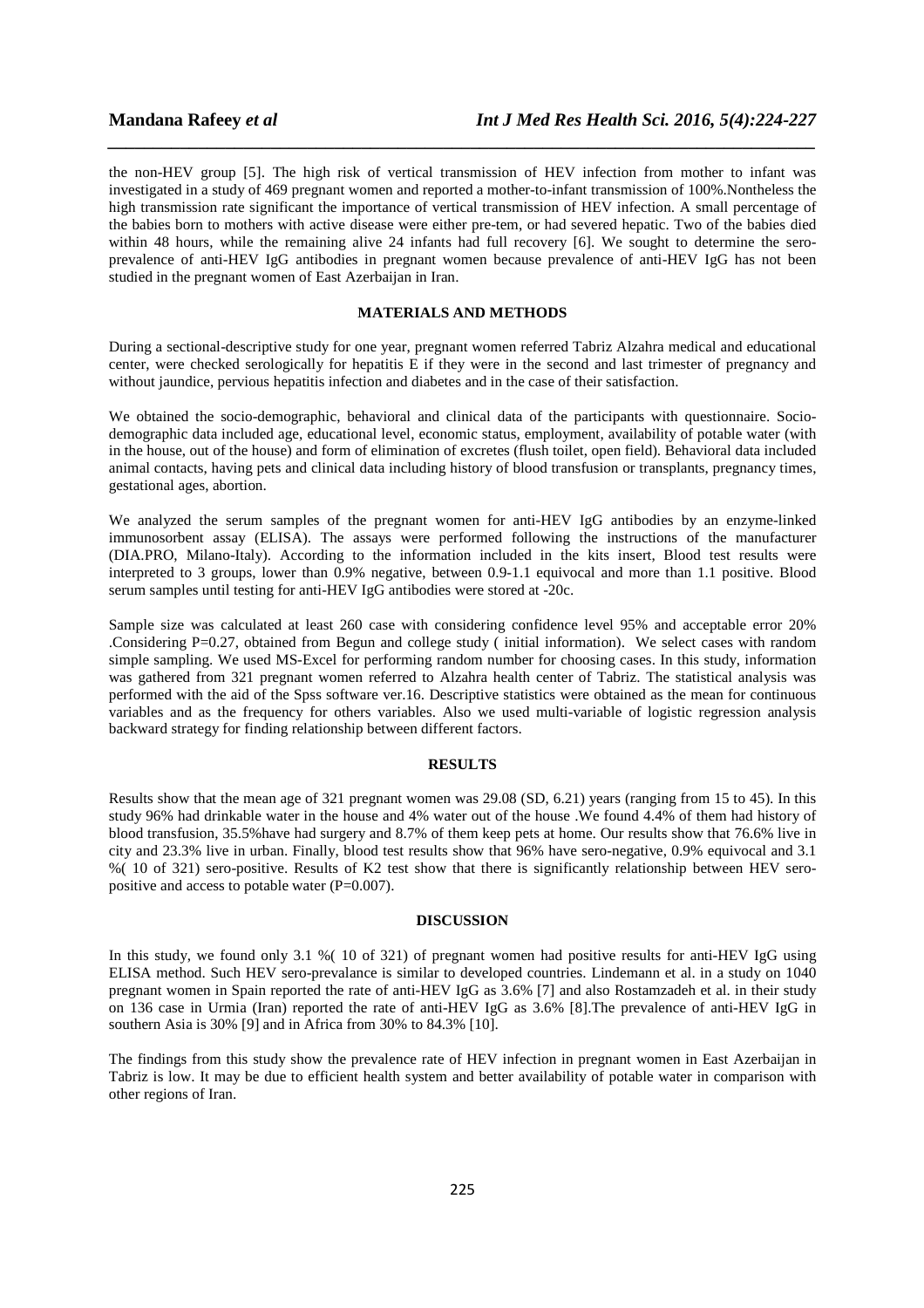the non-HEV group [5]. The high risk of vertical transmission of HEV infection from mother to infant was investigated in a study of 469 pregnant women and reported a mother-to-infant transmission of 100%.Nontheless the high transmission rate significant the importance of vertical transmission of HEV infection. A small percentage of the babies born to mothers with active disease were either pre-tem, or had severed hepatic. Two of the babies died within 48 hours, while the remaining alive 24 infants had full recovery [6]. We sought to determine the sero-prevalence of anti-HEV IgG antibodies in pregnant women because prevalence of anti-HEV IgG has not been studied in the pregnant women of East Azerbaijan in Iran.

## MATERIALS AND METHODS

During a sectional-descriptive study for one year, pregnant women referred Tabriz Alzahra medical and educational center, were checked serologically for hepatitis E if they were in the second and last trimester of pregnancy and without jaundice, pervious hepatitis infection and diabetes and in the case of their satisfaction.

We obtained the socio-demographic, behavioral and clinical data of the participants with questionnaire. Socio-demographic data included age, educational level, economic status, employment, availability of potable water (with in the house, out of the house) and form of elimination of excretes (flush toilet, open field). Behavioral data included animal contacts, having pets and clinical data including history of blood transfusion or transplants, pregnancy times, gestational ages, abortion.

We analyzed the serum samples of the pregnant women for anti-HEV IgG antibodies by an enzyme-linked immunosorbent assay (ELISA). The assays were performed following the instructions of the manufacturer (DIA.PRO, Milano-Italy). According to the information included in the kits insert, Blood test results were interpreted to 3 groups, lower than 0.9% negative, between 0.9-1.1 equivocal and more than 1.1 positive. Blood serum samples until testing for anti-HEV IgG antibodies were stored at -20c.

Sample size was calculated at least 260 case with considering confidence level 95% and acceptable error 20% .Considering P=0.27, obtained from Begun and college study ( initial information). We select cases with random simple sampling. We used MS-Excel for performing random number for choosing cases. In this study, information was gathered from 321 pregnant women referred to Alzahra health center of Tabriz. The statistical analysis was performed with the aid of the Spss software ver.16. Descriptive statistics were obtained as the mean for continuous variables and as the frequency for others variables. Also we used multi-variable of logistic regression analysis backward strategy for finding relationship between different factors.

## RESULTS

Results show that the mean age of 321 pregnant women was 29.08 (SD, 6.21) years (ranging from 15 to 45). In this study 96% had drinkable water in the house and 4% water out of the house .We found 4.4% of them had history of blood transfusion, 35.5%have had surgery and 8.7% of them keep pets at home. Our results show that 76.6% live in city and 23.3% live in urban. Finally, blood test results show that 96% have sero-negative, 0.9% equivocal and 3.1 %( 10 of 321) sero-positive. Results of K2 test show that there is significantly relationship between HEV sero-positive and access to potable water (P=0.007).

## DISCUSSION

In this study, we found only 3.1 %( 10 of 321) of pregnant women had positive results for anti-HEV IgG using ELISA method. Such HEV sero-prevalance is similar to developed countries. Lindemann et al. in a study on 1040 pregnant women in Spain reported the rate of anti-HEV IgG as 3.6% [7] and also Rostamzadeh et al. in their study on 136 case in Urmia (Iran) reported the rate of anti-HEV IgG as 3.6% [8].The prevalence of anti-HEV IgG in southern Asia is 30% [9] and in Africa from 30% to 84.3% [10].

The findings from this study show the prevalence rate of HEV infection in pregnant women in East Azerbaijan in Tabriz is low. It may be due to efficient health system and better availability of potable water in comparison with other regions of Iran.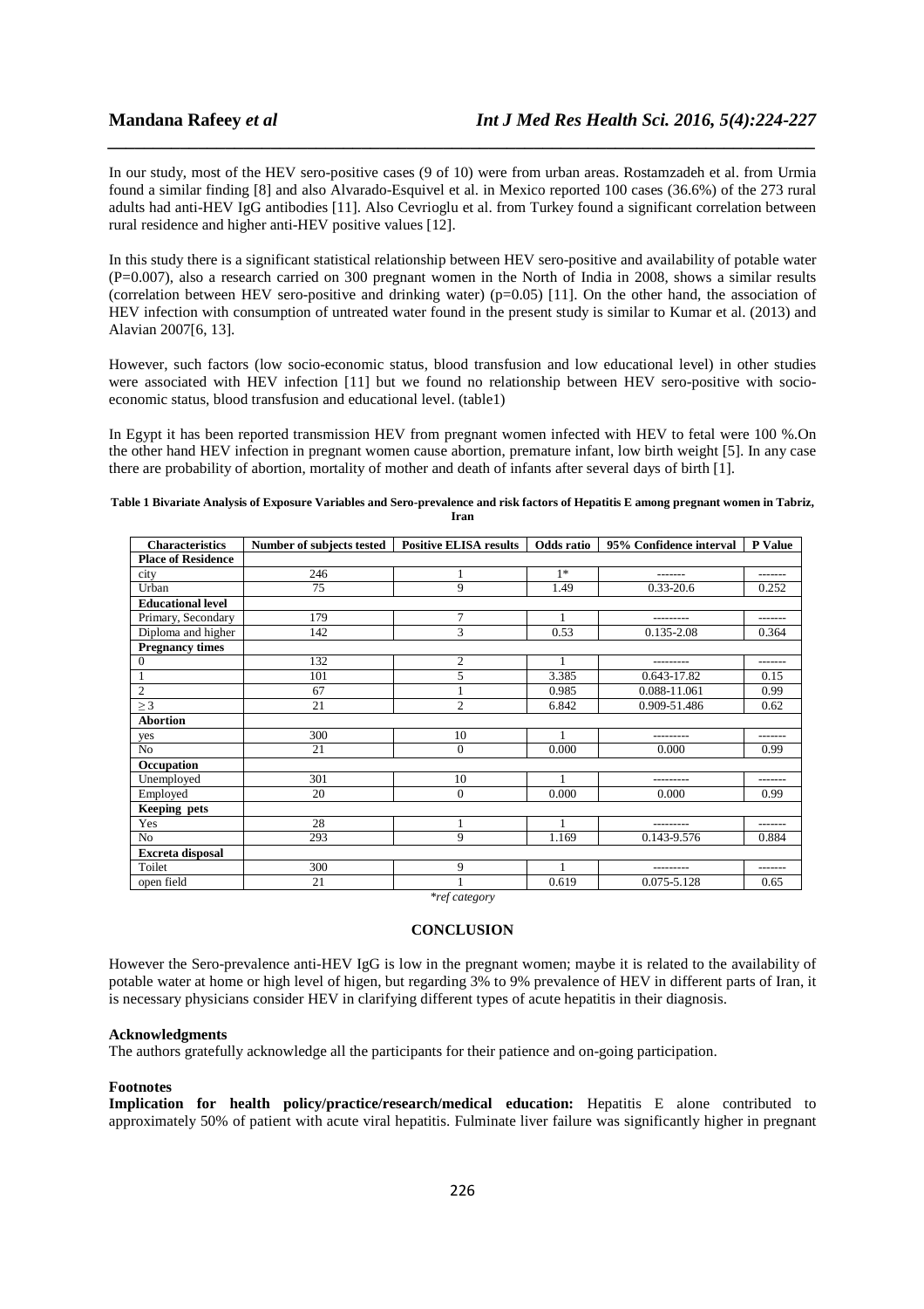In our study, most of the HEV sero-positive cases (9 of 10) were from urban areas. Rostamzadeh et al. from Urmia found a similar finding [8] and also Alvarado-Esquivel et al. in Mexico reported 100 cases (36.6%) of the 273 rural adults had anti-HEV IgG antibodies [11]. Also Cevrioglu et al. from Turkey found a significant correlation between rural residence and higher anti-HEV positive values [12].

In this study there is a significant statistical relationship between HEV sero-positive and availability of potable water (P=0.007), also a research carried on 300 pregnant women in the North of India in 2008, shows a similar results (correlation between HEV sero-positive and drinking water) (p=0.05) [11]. On the other hand, the association of HEV infection with consumption of untreated water found in the present study is similar to Kumar et al. (2013) and Alavian 2007[6, 13].

However, such factors (low socio-economic status, blood transfusion and low educational level) in other studies were associated with HEV infection [11] but we found no relationship between HEV sero-positive with socio-economic status, blood transfusion and educational level. (table1)

In Egypt it has been reported transmission HEV from pregnant women infected with HEV to fetal were 100 %.On the other hand HEV infection in pregnant women cause abortion, premature infant, low birth weight [5]. In any case there are probability of abortion, mortality of mother and death of infants after several days of birth [1].

**Table 1 Bivariate Analysis of Exposure Variables and Sero-prevalence and risk factors of Hepatitis E among pregnant women in Tabriz, Iran**

| Characteristics | Number of subjects tested | Positive ELISA results | Odds ratio | 95% Confidence interval | P Value |
|---|---|---|---|---|---|
| **Place of Residence** | | | | | |
| city | 246 | 1 | 1* | ------- | ------- |
| Urban | 75 | 9 | 1.49 | 0.33-20.6 | 0.252 |
| **Educational level** | | | | | |
| Primary, Secondary | 179 | 7 | 1 | --------- | ------- |
| Diploma and higher | 142 | 3 | 0.53 | 0.135-2.08 | 0.364 |
| **Pregnancy times** | | | | | |
| 0 | 132 | 2 | 1 | --------- | ------- |
| 1 | 101 | 5 | 3.385 | 0.643-17.82 | 0.15 |
| 2 | 67 | 1 | 0.985 | 0.088-11.061 | 0.99 |
| ≥ 3 | 21 | 2 | 6.842 | 0.909-51.486 | 0.62 |
| **Abortion** | | | | | |
| yes | 300 | 10 | 1 | --------- | ------- |
| No | 21 | 0 | 0.000 | 0.000 | 0.99 |
| **Occupation** | | | | | |
| Unemployed | 301 | 10 | 1 | --------- | ------- |
| Employed | 20 | 0 | 0.000 | 0.000 | 0.99 |
| **Keeping pets** | | | | | |
| Yes | 28 | 1 | 1 | --------- | ------- |
| No | 293 | 9 | 1.169 | 0.143-9.576 | 0.884 |
| **Excreta disposal** | | | | | |
| Toilet | 300 | 9 | 1 | --------- | ------- |
| open field | 21 | 1 | 0.619 | 0.075-5.128 | 0.65 |

*\*ref category*

## CONCLUSION

However the Sero-prevalence anti-HEV IgG is low in the pregnant women; maybe it is related to the availability of potable water at home or high level of higen, but regarding 3% to 9% prevalence of HEV in different parts of Iran, it is necessary physicians consider HEV in clarifying different types of acute hepatitis in their diagnosis.

### Acknowledgments

The authors gratefully acknowledge all the participants for their patience and on-going participation.

### Footnotes

**Implication for health policy/practice/research/medical education:** Hepatitis E alone contributed to approximately 50% of patient with acute viral hepatitis. Fulminate liver failure was significantly higher in pregnant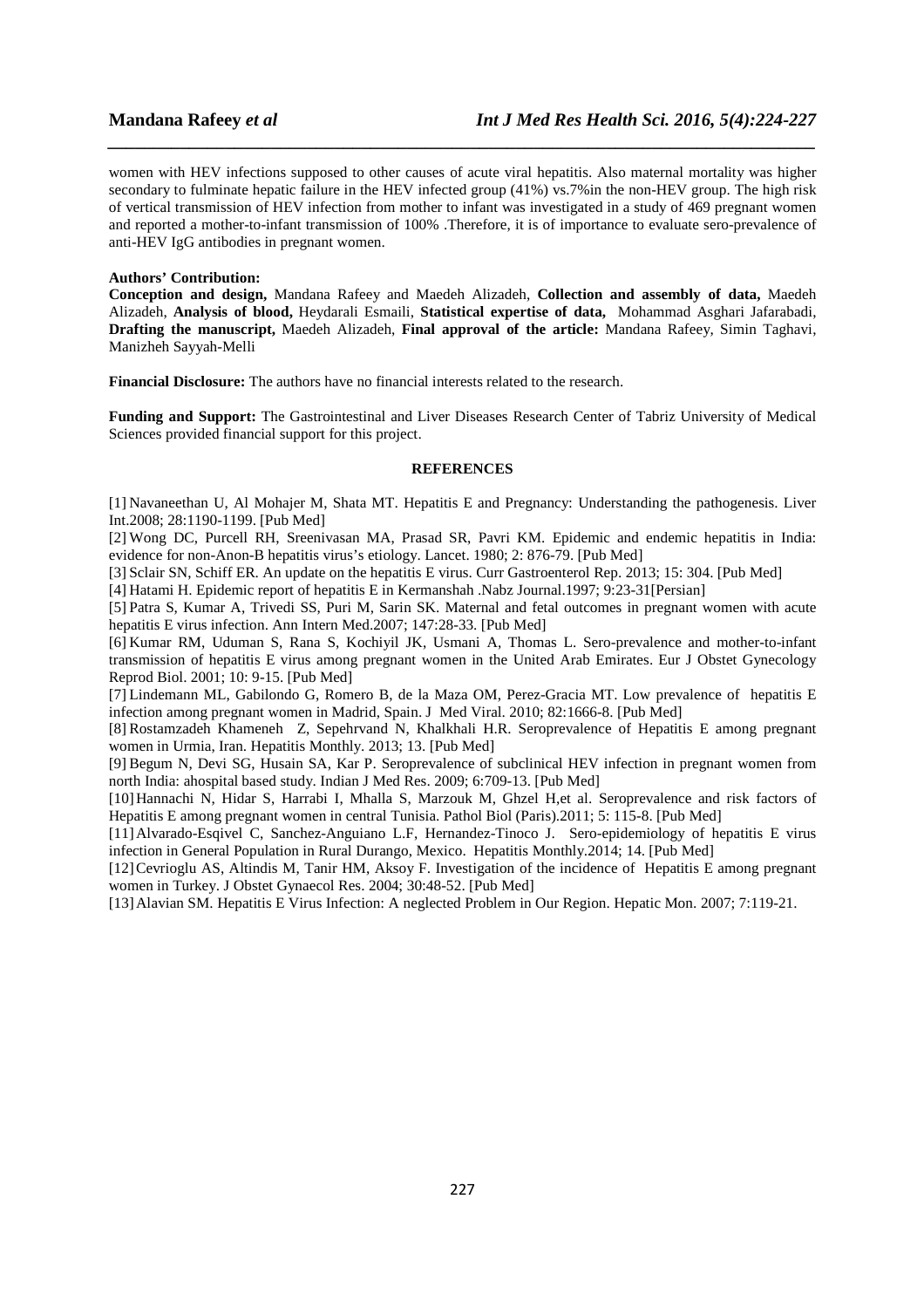women with HEV infections supposed to other causes of acute viral hepatitis. Also maternal mortality was higher secondary to fulminate hepatic failure in the HEV infected group (41%) vs.7%in the non-HEV group. The high risk of vertical transmission of HEV infection from mother to infant was investigated in a study of 469 pregnant women and reported a mother-to-infant transmission of 100% .Therefore, it is of importance to evaluate sero-prevalence of anti-HEV IgG antibodies in pregnant women.

**Authors' Contribution:**

**Conception and design,** Mandana Rafeey and Maedeh Alizadeh, **Collection and assembly of data,** Maedeh Alizadeh, **Analysis of blood,** Heydarali Esmaili, **Statistical expertise of data,** Mohammad Asghari Jafarabadi, **Drafting the manuscript,** Maedeh Alizadeh, **Final approval of the article:** Mandana Rafeey, Simin Taghavi, Manizheh Sayyah-Melli

**Financial Disclosure:** The authors have no financial interests related to the research.

**Funding and Support:** The Gastrointestinal and Liver Diseases Research Center of Tabriz University of Medical Sciences provided financial support for this project.

## REFERENCES

[1] Navaneethan U, Al Mohajer M, Shata MT. Hepatitis E and Pregnancy: Understanding the pathogenesis. Liver Int.2008; 28:1190-1199. [Pub Med]

[2] Wong DC, Purcell RH, Sreenivasan MA, Prasad SR, Pavri KM. Epidemic and endemic hepatitis in India: evidence for non-Anon-B hepatitis virus's etiology. Lancet. 1980; 2: 876-79. [Pub Med]

[3] Sclair SN, Schiff ER. An update on the hepatitis E virus. Curr Gastroenterol Rep. 2013; 15: 304. [Pub Med]

[4] Hatami H. Epidemic report of hepatitis E in Kermanshah .Nabz Journal.1997; 9:23-31[Persian]

[5] Patra S, Kumar A, Trivedi SS, Puri M, Sarin SK. Maternal and fetal outcomes in pregnant women with acute hepatitis E virus infection. Ann Intern Med.2007; 147:28-33. [Pub Med]

[6] Kumar RM, Uduman S, Rana S, Kochiyil JK, Usmani A, Thomas L. Sero-prevalence and mother-to-infant transmission of hepatitis E virus among pregnant women in the United Arab Emirates. Eur J Obstet Gynecology Reprod Biol. 2001; 10: 9-15. [Pub Med]

[7] Lindemann ML, Gabilondo G, Romero B, de la Maza OM, Perez-Gracia MT. Low prevalence of hepatitis E infection among pregnant women in Madrid, Spain. J Med Viral. 2010; 82:1666-8. [Pub Med]

[8] Rostamzadeh Khameneh Z, Sepehrvand N, Khalkhali H.R. Seroprevalence of Hepatitis E among pregnant women in Urmia, Iran. Hepatitis Monthly. 2013; 13. [Pub Med]

[9] Begum N, Devi SG, Husain SA, Kar P. Seroprevalence of subclinical HEV infection in pregnant women from north India: ahospital based study. Indian J Med Res. 2009; 6:709-13. [Pub Med]

[10] Hannachi N, Hidar S, Harrabi I, Mhalla S, Marzouk M, Ghzel H,et al. Seroprevalence and risk factors of Hepatitis E among pregnant women in central Tunisia. Pathol Biol (Paris).2011; 5: 115-8. [Pub Med]

[11] Alvarado-Esqivel C, Sanchez-Anguiano L.F, Hernandez-Tinoco J. Sero-epidemiology of hepatitis E virus infection in General Population in Rural Durango, Mexico. Hepatitis Monthly.2014; 14. [Pub Med]

[12] Cevrioglu AS, Altindis M, Tanir HM, Aksoy F. Investigation of the incidence of Hepatitis E among pregnant women in Turkey. J Obstet Gynaecol Res. 2004; 30:48-52. [Pub Med]

[13] Alavian SM. Hepatitis E Virus Infection: A neglected Problem in Our Region. Hepatic Mon. 2007; 7:119-21.